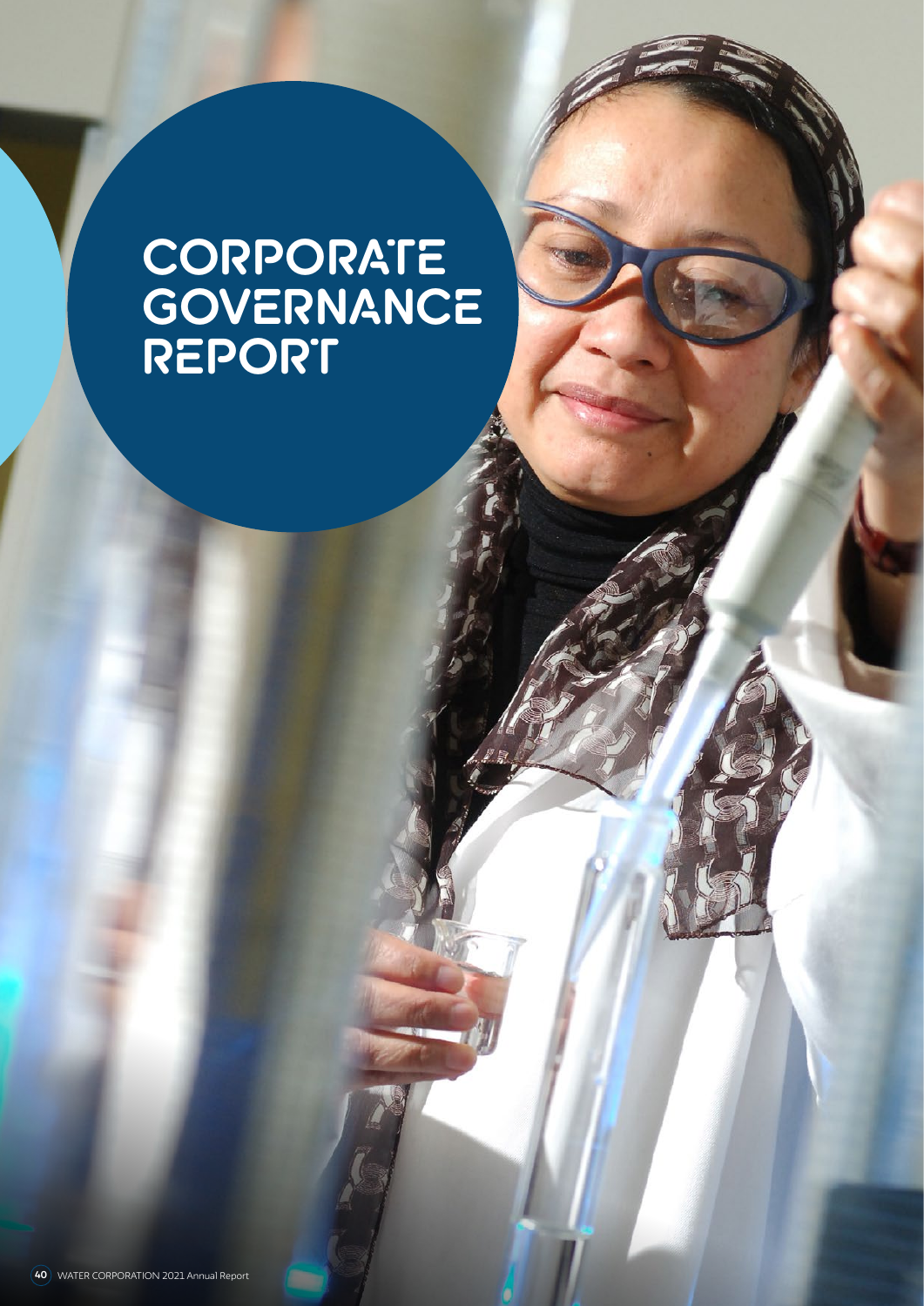# CORPORATE GOVERNANCE REPORT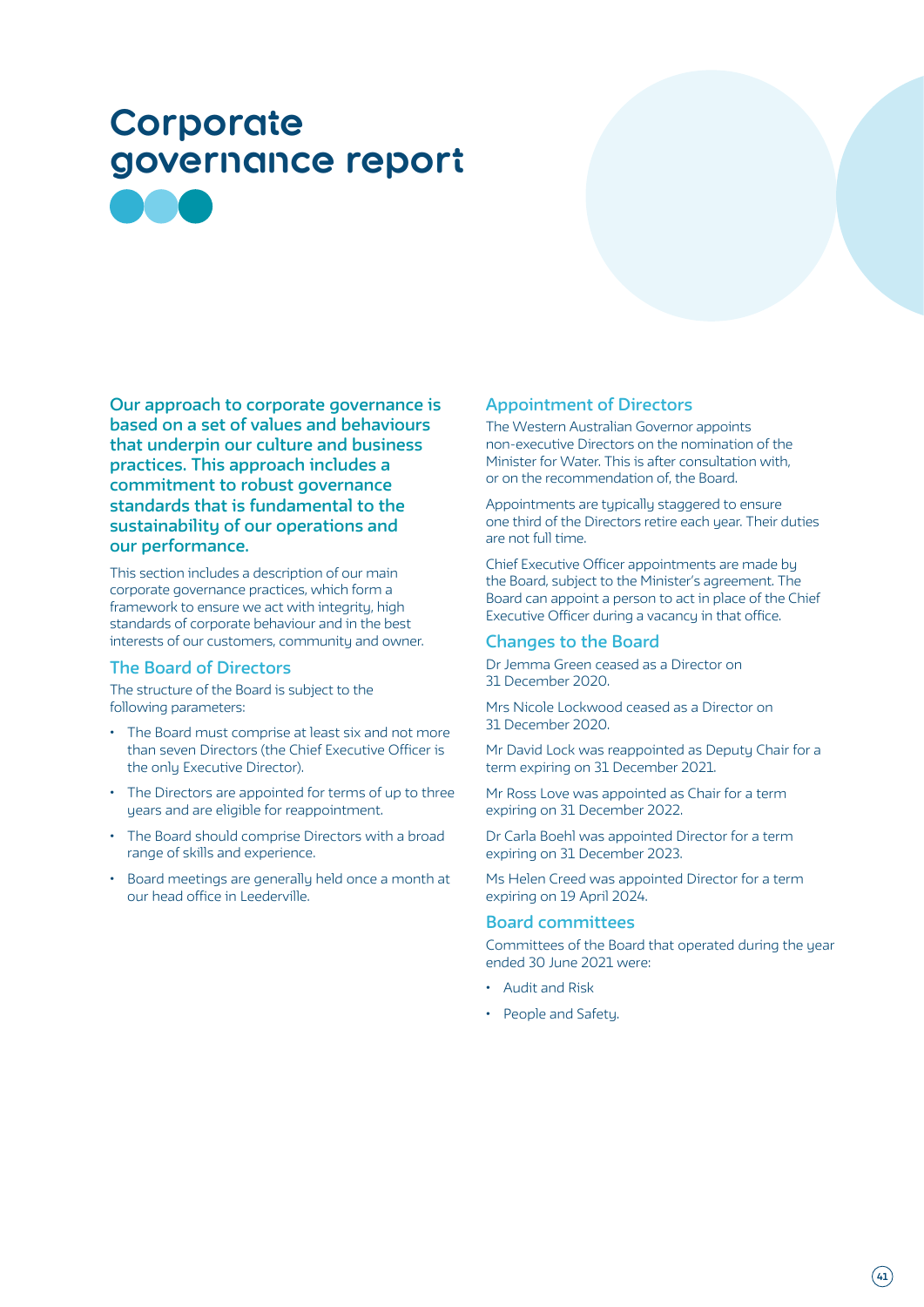# Corporate governance report

**Our approach to corporate governance is based on a set of values and behaviours that underpin our culture and business practices. This approach includes a commitment to robust governance standards that is fundamental to the sustainability of our operations and our performance.**

This section includes a description of our main corporate governance practices, which form a framework to ensure we act with integrity, high standards of corporate behaviour and in the best interests of our customers, community and owner.

## The Board of Directors

The structure of the Board is subject to the following parameters:

- The Board must comprise at least six and not more than seven Directors (the Chief Executive Officer is the only Executive Director).
- The Directors are appointed for terms of up to three years and are eligible for reappointment.
- The Board should comprise Directors with a broad range of skills and experience.
- Board meetings are generally held once a month at our head office in Leederville.

## Appointment of Directors

The Western Australian Governor appoints non-executive Directors on the nomination of the Minister for Water. This is after consultation with, or on the recommendation of, the Board.

Appointments are typically staggered to ensure one third of the Directors retire each year. Their duties are not full time.

Chief Executive Officer appointments are made by the Board, subject to the Minister's agreement. The Board can appoint a person to act in place of the Chief Executive Officer during a vacancy in that office.

## Changes to the Board

Dr Jemma Green ceased as a Director on 31 December 2020.

Mrs Nicole Lockwood ceased as a Director on 31 December 2020.

Mr David Lock was reappointed as Deputy Chair for a term expiring on 31 December 2021.

Mr Ross Love was appointed as Chair for a term expiring on 31 December 2022.

Dr Carla Boehl was appointed Director for a term expiring on 31 December 2023.

Ms Helen Creed was appointed Director for a term expiring on 19 April 2024.

## Board committees

Committees of the Board that operated during the year ended 30 June 2021 were:

- Audit and Risk
- People and Safety.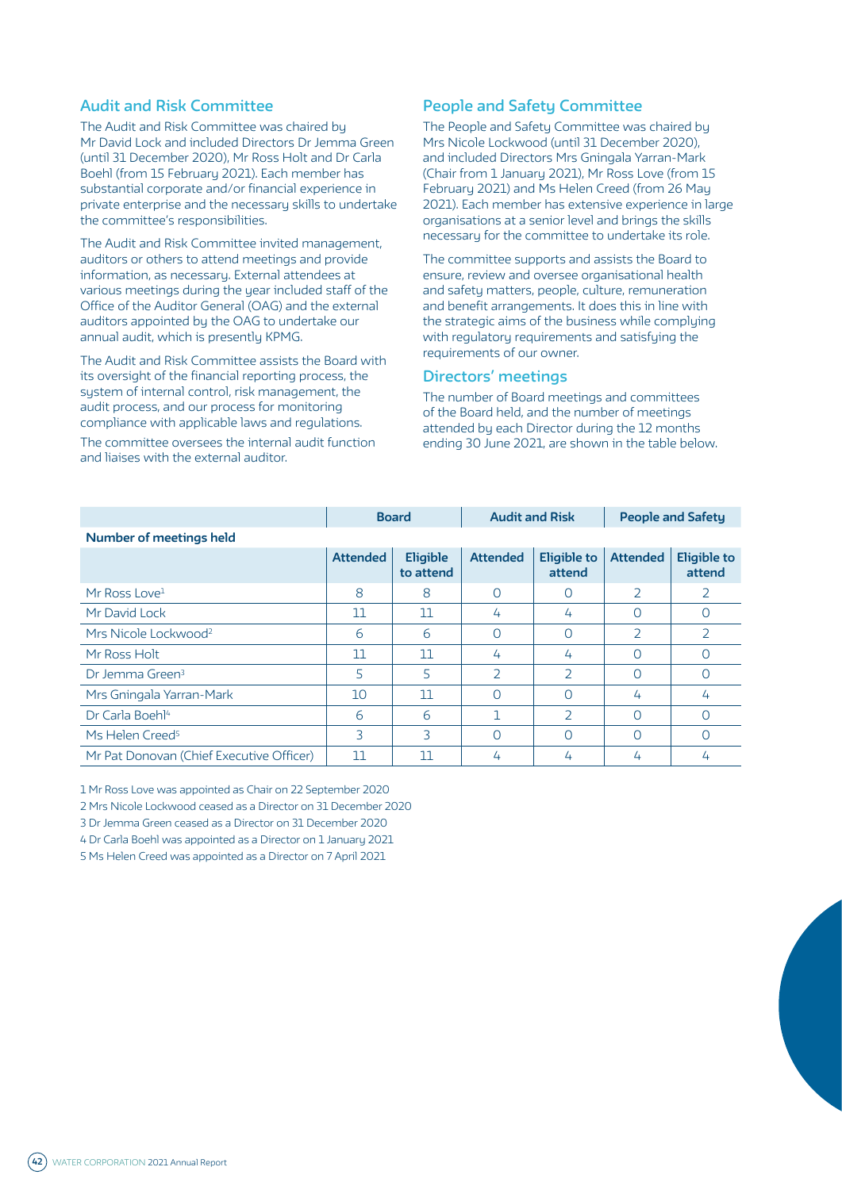## Audit and Risk Committee

The Audit and Risk Committee was chaired by Mr David Lock and included Directors Dr Jemma Green (until 31 December 2020), Mr Ross Holt and Dr Carla Boehl (from 15 February 2021). Each member has substantial corporate and/or financial experience in private enterprise and the necessary skills to undertake the committee's responsibilities.

The Audit and Risk Committee invited management, auditors or others to attend meetings and provide information, as necessary. External attendees at various meetings during the year included staff of the Office of the Auditor General (OAG) and the external auditors appointed by the OAG to undertake our annual audit, which is presently KPMG.

The Audit and Risk Committee assists the Board with its oversight of the financial reporting process, the system of internal control, risk management, the audit process, and our process for monitoring compliance with applicable laws and regulations.

The committee oversees the internal audit function and liaises with the external auditor.

## People and Safety Committee

The People and Safety Committee was chaired by Mrs Nicole Lockwood (until 31 December 2020), and included Directors Mrs Gningala Yarran-Mark (Chair from 1 January 2021), Mr Ross Love (from 15 February 2021) and Ms Helen Creed (from 26 May 2021). Each member has extensive experience in large organisations at a senior level and brings the skills necessary for the committee to undertake its role.

The committee supports and assists the Board to ensure, review and oversee organisational health and safety matters, people, culture, remuneration and benefit arrangements. It does this in line with the strategic aims of the business while complying with regulatory requirements and satisfying the requirements of our owner.

## Directors' meetings

The number of Board meetings and committees of the Board held, and the number of meetings attended by each Director during the 12 months ending 30 June 2021, are shown in the table below.

| | Board | | Audit and Risk | | People and Safety | |
|---|---|---|---|---|---|---|
| **Number of meetings held** | | | | | | |
| | **Attended** | **Eligible to attend** | **Attended** | **Eligible to attend** | **Attended** | **Eligible to attend** |
| Mr Ross Love[1] | 8 | 8 | 0 | 0 | 2 | 2 |
| Mr David Lock | 11 | 11 | 4 | 4 | 0 | 0 |
| Mrs Nicole Lockwood[2] | 6 | 6 | 0 | 0 | 2 | 2 |
| Mr Ross Holt | 11 | 11 | 4 | 4 | 0 | 0 |
| Dr Jemma Green[3] | 5 | 5 | 2 | 2 | 0 | 0 |
| Mrs Gningala Yarran-Mark | 10 | 11 | 0 | 0 | 4 | 4 |
| Dr Carla Boehl[4] | 6 | 6 | 1 | 2 | 0 | 0 |
| Ms Helen Creed[5] | 3 | 3 | 0 | 0 | 0 | 0 |
| Mr Pat Donovan (Chief Executive Officer) | 11 | 11 | 4 | 4 | 4 | 4 |

1 Mr Ross Love was appointed as Chair on 22 September 2020

2 Mrs Nicole Lockwood ceased as a Director on 31 December 2020

3 Dr Jemma Green ceased as a Director on 31 December 2020

4 Dr Carla Boehl was appointed as a Director on 1 January 2021

5 Ms Helen Creed was appointed as a Director on 7 April 2021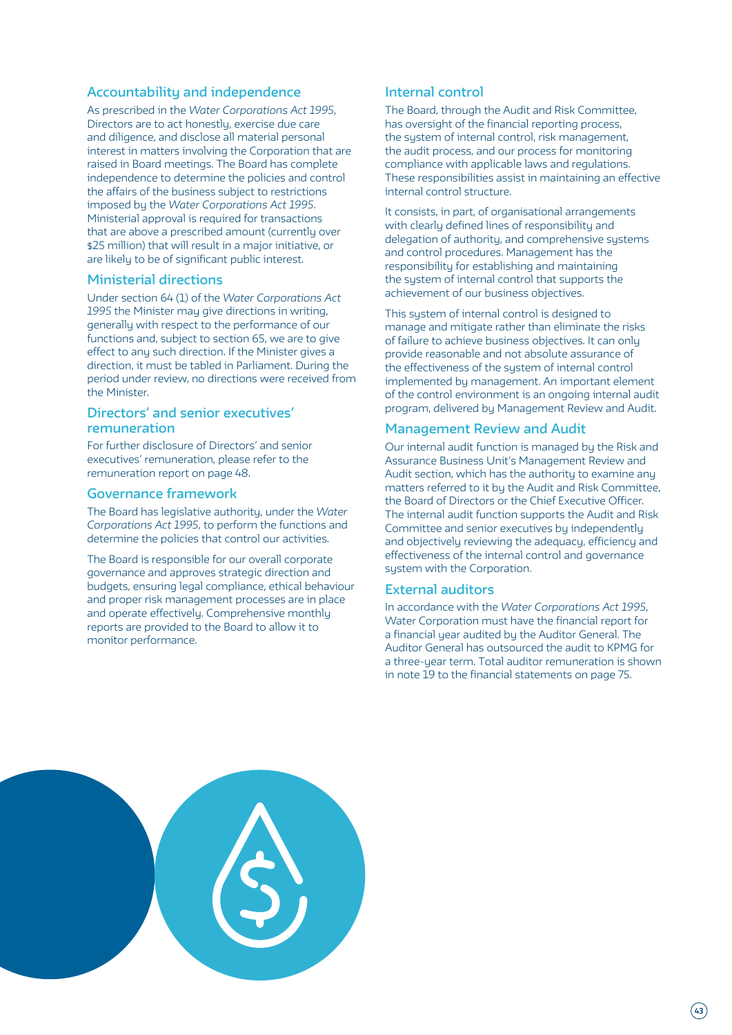## Accountability and independence

As prescribed in the *Water Corporations Act 1995*, Directors are to act honestly, exercise due care and diligence, and disclose all material personal interest in matters involving the Corporation that are raised in Board meetings. The Board has complete independence to determine the policies and control the affairs of the business subject to restrictions imposed by the *Water Corporations Act 1995*. Ministerial approval is required for transactions that are above a prescribed amount (currently over $25 million) that will result in a major initiative, or are likely to be of significant public interest.

## Ministerial directions

Under section 64 (1) of the *Water Corporations Act 1995* the Minister may give directions in writing, generally with respect to the performance of our functions and, subject to section 65, we are to give effect to any such direction. If the Minister gives a direction, it must be tabled in Parliament. During the period under review, no directions were received from the Minister.

## Directors' and senior executives' remuneration

For further disclosure of Directors' and senior executives' remuneration, please refer to the remuneration report on page 48.

## Governance framework

The Board has legislative authority, under the *Water Corporations Act 1995*, to perform the functions and determine the policies that control our activities.

The Board is responsible for our overall corporate governance and approves strategic direction and budgets, ensuring legal compliance, ethical behaviour and proper risk management processes are in place and operate effectively. Comprehensive monthly reports are provided to the Board to allow it to monitor performance.

## Internal control

The Board, through the Audit and Risk Committee, has oversight of the financial reporting process, the system of internal control, risk management, the audit process, and our process for monitoring compliance with applicable laws and regulations. These responsibilities assist in maintaining an effective internal control structure.

It consists, in part, of organisational arrangements with clearly defined lines of responsibility and delegation of authority, and comprehensive systems and control procedures. Management has the responsibility for establishing and maintaining the system of internal control that supports the achievement of our business objectives.

This system of internal control is designed to manage and mitigate rather than eliminate the risks of failure to achieve business objectives. It can only provide reasonable and not absolute assurance of the effectiveness of the system of internal control implemented by management. An important element of the control environment is an ongoing internal audit program, delivered by Management Review and Audit.

## Management Review and Audit

Our internal audit function is managed by the Risk and Assurance Business Unit's Management Review and Audit section, which has the authority to examine any matters referred to it by the Audit and Risk Committee, the Board of Directors or the Chief Executive Officer. The internal audit function supports the Audit and Risk Committee and senior executives by independently and objectively reviewing the adequacy, efficiency and effectiveness of the internal control and governance system with the Corporation.

## External auditors

In accordance with the *Water Corporations Act 1995*, Water Corporation must have the financial report for a financial year audited by the Auditor General. The Auditor General has outsourced the audit to KPMG for a three-year term. Total auditor remuneration is shown in note 19 to the financial statements on page 75.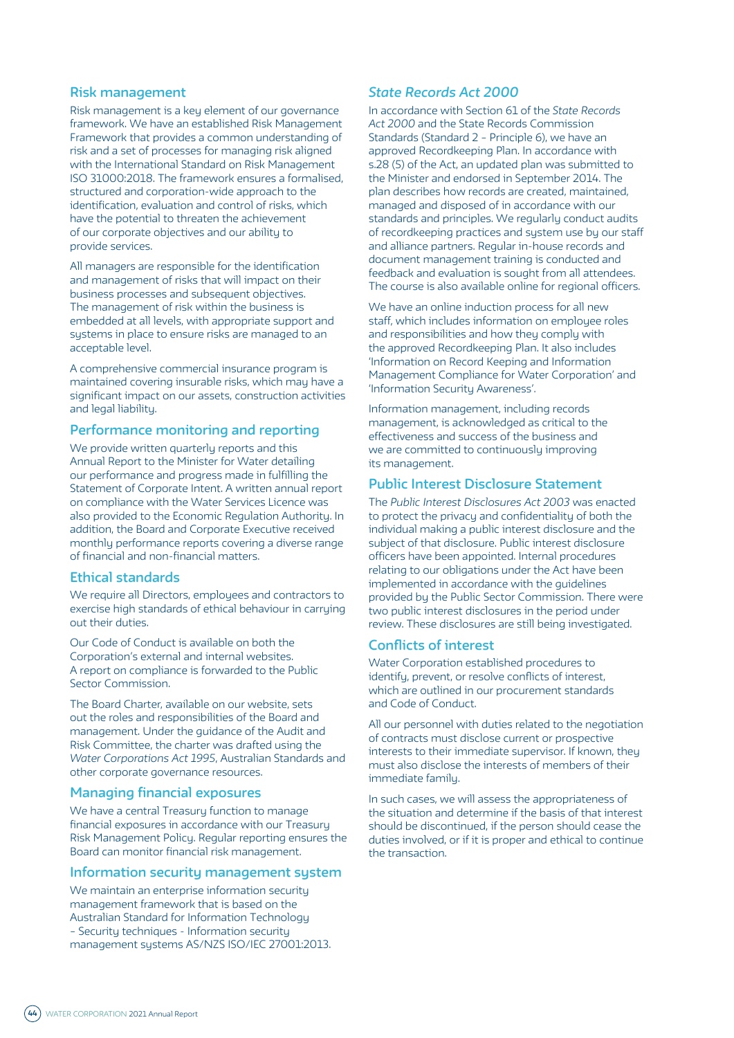## Risk management

Risk management is a key element of our governance framework. We have an established Risk Management Framework that provides a common understanding of risk and a set of processes for managing risk aligned with the International Standard on Risk Management ISO 31000:2018. The framework ensures a formalised, structured and corporation-wide approach to the identification, evaluation and control of risks, which have the potential to threaten the achievement of our corporate objectives and our ability to provide services.

All managers are responsible for the identification and management of risks that will impact on their business processes and subsequent objectives. The management of risk within the business is embedded at all levels, with appropriate support and systems in place to ensure risks are managed to an acceptable level.

A comprehensive commercial insurance program is maintained covering insurable risks, which may have a significant impact on our assets, construction activities and legal liability.

## Performance monitoring and reporting

We provide written quarterly reports and this Annual Report to the Minister for Water detailing our performance and progress made in fulfilling the Statement of Corporate Intent. A written annual report on compliance with the Water Services Licence was also provided to the Economic Regulation Authority. In addition, the Board and Corporate Executive received monthly performance reports covering a diverse range of financial and non-financial matters.

## Ethical standards

We require all Directors, employees and contractors to exercise high standards of ethical behaviour in carrying out their duties.

Our Code of Conduct is available on both the Corporation's external and internal websites. A report on compliance is forwarded to the Public Sector Commission.

The Board Charter, available on our website, sets out the roles and responsibilities of the Board and management. Under the guidance of the Audit and Risk Committee, the charter was drafted using the *Water Corporations Act 1995*, Australian Standards and other corporate governance resources.

## Managing financial exposures

We have a central Treasury function to manage financial exposures in accordance with our Treasury Risk Management Policy. Regular reporting ensures the Board can monitor financial risk management.

## Information security management system

We maintain an enterprise information security management framework that is based on the Australian Standard for Information Technology – Security techniques - Information security management systems AS/NZS ISO/IEC 27001:2013.

## *State Records Act 2000*

In accordance with Section 61 of the *State Records Act 2000* and the State Records Commission Standards (Standard 2 – Principle 6), we have an approved Recordkeeping Plan. In accordance with s.28 (5) of the Act, an updated plan was submitted to the Minister and endorsed in September 2014. The plan describes how records are created, maintained, managed and disposed of in accordance with our standards and principles. We regularly conduct audits of recordkeeping practices and system use by our staff and alliance partners. Regular in-house records and document management training is conducted and feedback and evaluation is sought from all attendees. The course is also available online for regional officers.

We have an online induction process for all new staff, which includes information on employee roles and responsibilities and how they comply with the approved Recordkeeping Plan. It also includes 'Information on Record Keeping and Information Management Compliance for Water Corporation' and 'Information Security Awareness'.

Information management, including records management, is acknowledged as critical to the effectiveness and success of the business and we are committed to continuously improving its management.

## Public Interest Disclosure Statement

The *Public Interest Disclosures Act 2003* was enacted to protect the privacy and confidentiality of both the individual making a public interest disclosure and the subject of that disclosure. Public interest disclosure officers have been appointed. Internal procedures relating to our obligations under the Act have been implemented in accordance with the guidelines provided by the Public Sector Commission. There were two public interest disclosures in the period under review. These disclosures are still being investigated.

## Conflicts of interest

Water Corporation established procedures to identify, prevent, or resolve conflicts of interest, which are outlined in our procurement standards and Code of Conduct.

All our personnel with duties related to the negotiation of contracts must disclose current or prospective interests to their immediate supervisor. If known, they must also disclose the interests of members of their immediate family.

In such cases, we will assess the appropriateness of the situation and determine if the basis of that interest should be discontinued, if the person should cease the duties involved, or if it is proper and ethical to continue the transaction.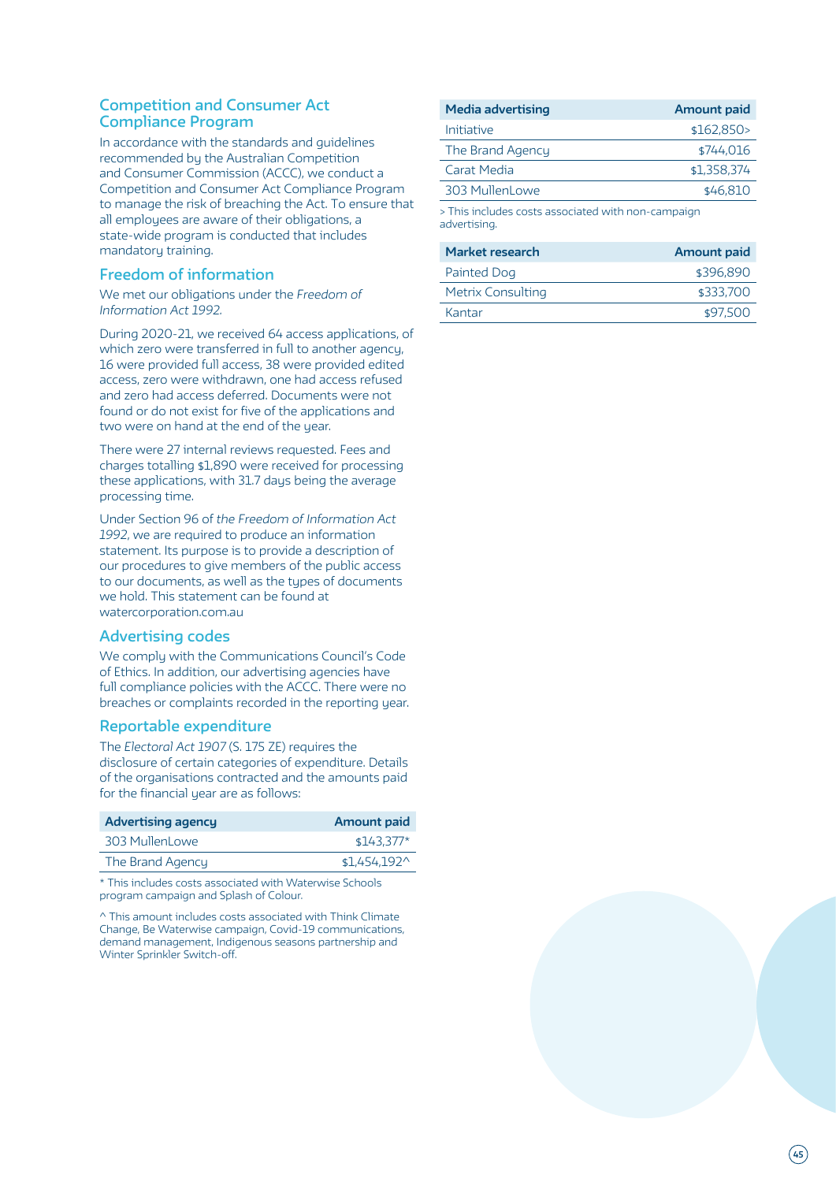## Competition and Consumer Act Compliance Program

In accordance with the standards and guidelines recommended by the Australian Competition and Consumer Commission (ACCC), we conduct a Competition and Consumer Act Compliance Program to manage the risk of breaching the Act. To ensure that all employees are aware of their obligations, a state-wide program is conducted that includes mandatory training.

## Freedom of information

We met our obligations under the *Freedom of Information Act 1992.*

During 2020-21, we received 64 access applications, of which zero were transferred in full to another agency, 16 were provided full access, 38 were provided edited access, zero were withdrawn, one had access refused and zero had access deferred. Documents were not found or do not exist for five of the applications and two were on hand at the end of the year.

There were 27 internal reviews requested. Fees and charges totalling $1,890 were received for processing these applications, with 31.7 days being the average processing time.

Under Section 96 of *the Freedom of Information Act 1992*, we are required to produce an information statement. Its purpose is to provide a description of our procedures to give members of the public access to our documents, as well as the types of documents we hold. This statement can be found at watercorporation.com.au

## Advertising codes

We comply with the Communications Council's Code of Ethics. In addition, our advertising agencies have full compliance policies with the ACCC. There were no breaches or complaints recorded in the reporting year.

## Reportable expenditure

The *Electoral Act 1907* (S. 175 ZE) requires the disclosure of certain categories of expenditure. Details of the organisations contracted and the amounts paid for the financial year are as follows:

| Advertising agency | Amount paid |
|---|---|
| 303 MullenLowe | $143,377* |
| The Brand Agency | $1,454,192^ |

* This includes costs associated with Waterwise Schools program campaign and Splash of Colour.

^ This amount includes costs associated with Think Climate Change, Be Waterwise campaign, Covid-19 communications, demand management, Indigenous seasons partnership and Winter Sprinkler Switch-off.

| Media advertising | Amount paid |
|---|---|
| Initiative | $162,850> |
| The Brand Agency | $744,016 |
| Carat Media | $1,358,374 |
| 303 MullenLowe | $46,810 |

> This includes costs associated with non-campaign advertising.

| Market research | Amount paid |
|---|---|
| Painted Dog | $396,890 |
| Metrix Consulting | $333,700 |
| Kantar | $97,500 |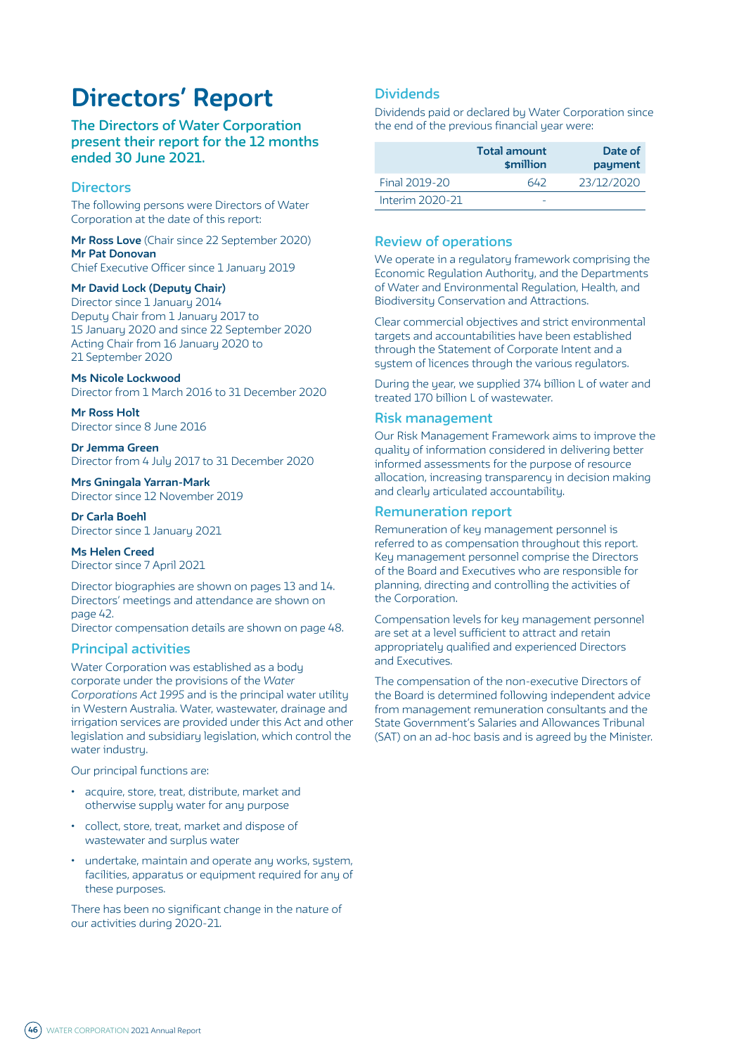# Directors' Report

## The Directors of Water Corporation present their report for the 12 months ended 30 June 2021.

### Directors

The following persons were Directors of Water Corporation at the date of this report:

**Mr Ross Love** (Chair since 22 September 2020)
**Mr Pat Donovan**
Chief Executive Officer since 1 January 2019

**Mr David Lock (Deputy Chair)**
Director since 1 January 2014
Deputy Chair from 1 January 2017 to 15 January 2020 and since 22 September 2020
Acting Chair from 16 January 2020 to 21 September 2020

**Ms Nicole Lockwood**
Director from 1 March 2016 to 31 December 2020

**Mr Ross Holt**
Director since 8 June 2016

**Dr Jemma Green**
Director from 4 July 2017 to 31 December 2020

**Mrs Gningala Yarran-Mark**
Director since 12 November 2019

**Dr Carla Boehl**
Director since 1 January 2021

**Ms Helen Creed**
Director since 7 April 2021

Director biographies are shown on pages 13 and 14.
Directors' meetings and attendance are shown on page 42.
Director compensation details are shown on page 48.

### Principal activities

Water Corporation was established as a body corporate under the provisions of the *Water Corporations Act 1995* and is the principal water utility in Western Australia. Water, wastewater, drainage and irrigation services are provided under this Act and other legislation and subsidiary legislation, which control the water industry.

Our principal functions are:

- acquire, store, treat, distribute, market and otherwise supply water for any purpose
- collect, store, treat, market and dispose of wastewater and surplus water
- undertake, maintain and operate any works, system, facilities, apparatus or equipment required for any of these purposes.

There has been no significant change in the nature of our activities during 2020-21.

### Dividends

Dividends paid or declared by Water Corporation since the end of the previous financial year were:

| | Total amount $million | Date of payment |
|---|---|---|
| Final 2019-20 | 642 | 23/12/2020 |
| Interim 2020-21 | - | |

### Review of operations

We operate in a regulatory framework comprising the Economic Regulation Authority, and the Departments of Water and Environmental Regulation, Health, and Biodiversity Conservation and Attractions.

Clear commercial objectives and strict environmental targets and accountabilities have been established through the Statement of Corporate Intent and a system of licences through the various regulators.

During the year, we supplied 374 billion L of water and treated 170 billion L of wastewater.

### Risk management

Our Risk Management Framework aims to improve the quality of information considered in delivering better informed assessments for the purpose of resource allocation, increasing transparency in decision making and clearly articulated accountability.

### Remuneration report

Remuneration of key management personnel is referred to as compensation throughout this report. Key management personnel comprise the Directors of the Board and Executives who are responsible for planning, directing and controlling the activities of the Corporation.

Compensation levels for key management personnel are set at a level sufficient to attract and retain appropriately qualified and experienced Directors and Executives.

The compensation of the non-executive Directors of the Board is determined following independent advice from management remuneration consultants and the State Government's Salaries and Allowances Tribunal (SAT) on an ad-hoc basis and is agreed by the Minister.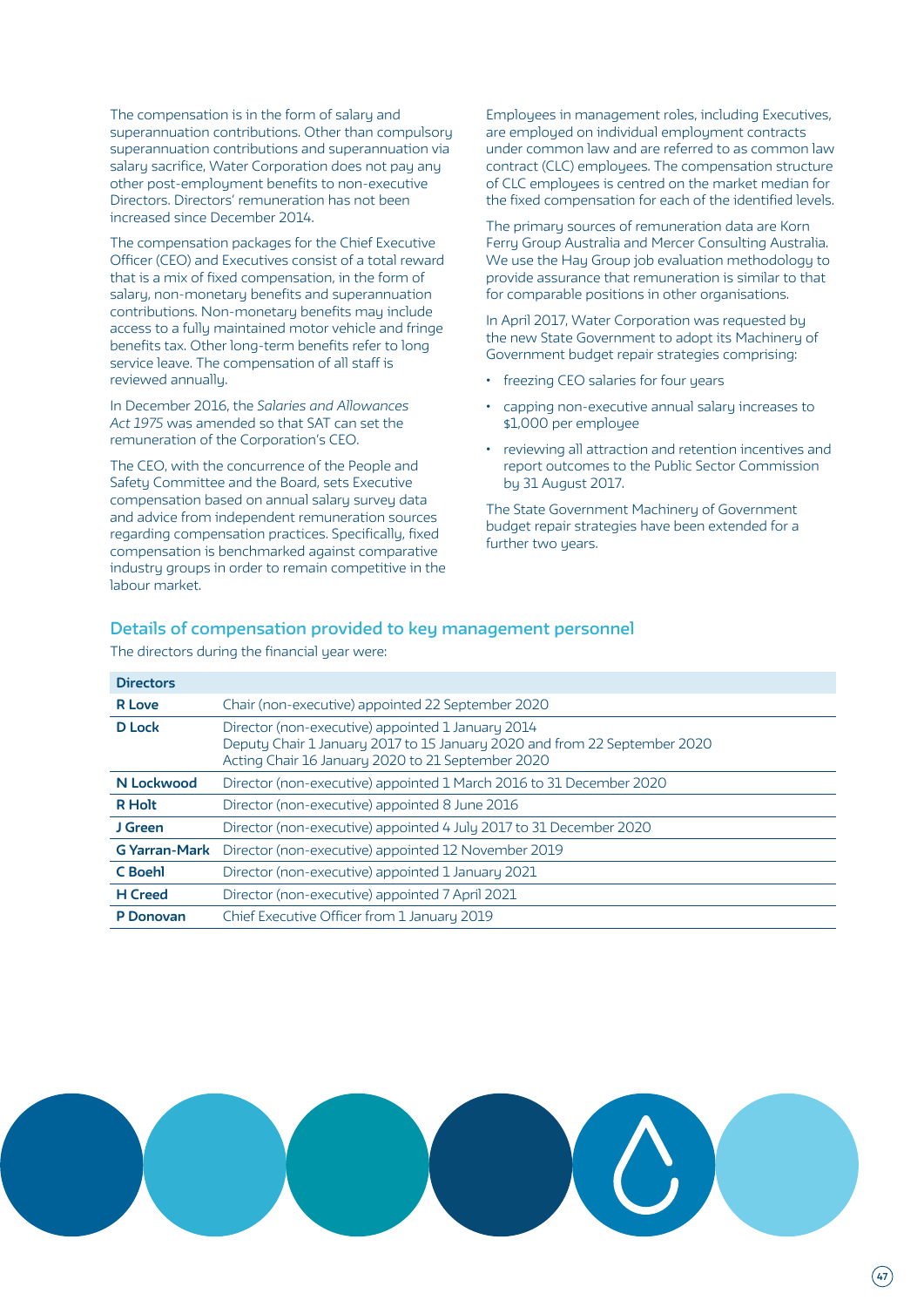The compensation is in the form of salary and superannuation contributions. Other than compulsory superannuation contributions and superannuation via salary sacrifice, Water Corporation does not pay any other post-employment benefits to non-executive Directors. Directors' remuneration has not been increased since December 2014.

The compensation packages for the Chief Executive Officer (CEO) and Executives consist of a total reward that is a mix of fixed compensation, in the form of salary, non-monetary benefits and superannuation contributions. Non-monetary benefits may include access to a fully maintained motor vehicle and fringe benefits tax. Other long-term benefits refer to long service leave. The compensation of all staff is reviewed annually.

In December 2016, the *Salaries and Allowances Act 1975* was amended so that SAT can set the remuneration of the Corporation's CEO.

The CEO, with the concurrence of the People and Safety Committee and the Board, sets Executive compensation based on annual salary survey data and advice from independent remuneration sources regarding compensation practices. Specifically, fixed compensation is benchmarked against comparative industry groups in order to remain competitive in the labour market.

Employees in management roles, including Executives, are employed on individual employment contracts under common law and are referred to as common law contract (CLC) employees. The compensation structure of CLC employees is centred on the market median for the fixed compensation for each of the identified levels.

The primary sources of remuneration data are Korn Ferry Group Australia and Mercer Consulting Australia. We use the Hay Group job evaluation methodology to provide assurance that remuneration is similar to that for comparable positions in other organisations.

In April 2017, Water Corporation was requested by the new State Government to adopt its Machinery of Government budget repair strategies comprising:

- freezing CEO salaries for four years
- capping non-executive annual salary increases to $1,000 per employee
- reviewing all attraction and retention incentives and report outcomes to the Public Sector Commission by 31 August 2017.

The State Government Machinery of Government budget repair strategies have been extended for a further two years.

## Details of compensation provided to key management personnel

The directors during the financial year were:

| Directors | |
|---|---|
| **R Love** | Chair (non-executive) appointed 22 September 2020 |
| **D Lock** | Director (non-executive) appointed 1 January 2014<br>Deputy Chair 1 January 2017 to 15 January 2020 and from 22 September 2020<br>Acting Chair 16 January 2020 to 21 September 2020 |
| **N Lockwood** | Director (non-executive) appointed 1 March 2016 to 31 December 2020 |
| **R Holt** | Director (non-executive) appointed 8 June 2016 |
| **J Green** | Director (non-executive) appointed 4 July 2017 to 31 December 2020 |
| **G Yarran-Mark** | Director (non-executive) appointed 12 November 2019 |
| **C Boehl** | Director (non-executive) appointed 1 January 2021 |
| **H Creed** | Director (non-executive) appointed 7 April 2021 |
| **P Donovan** | Chief Executive Officer from 1 January 2019 |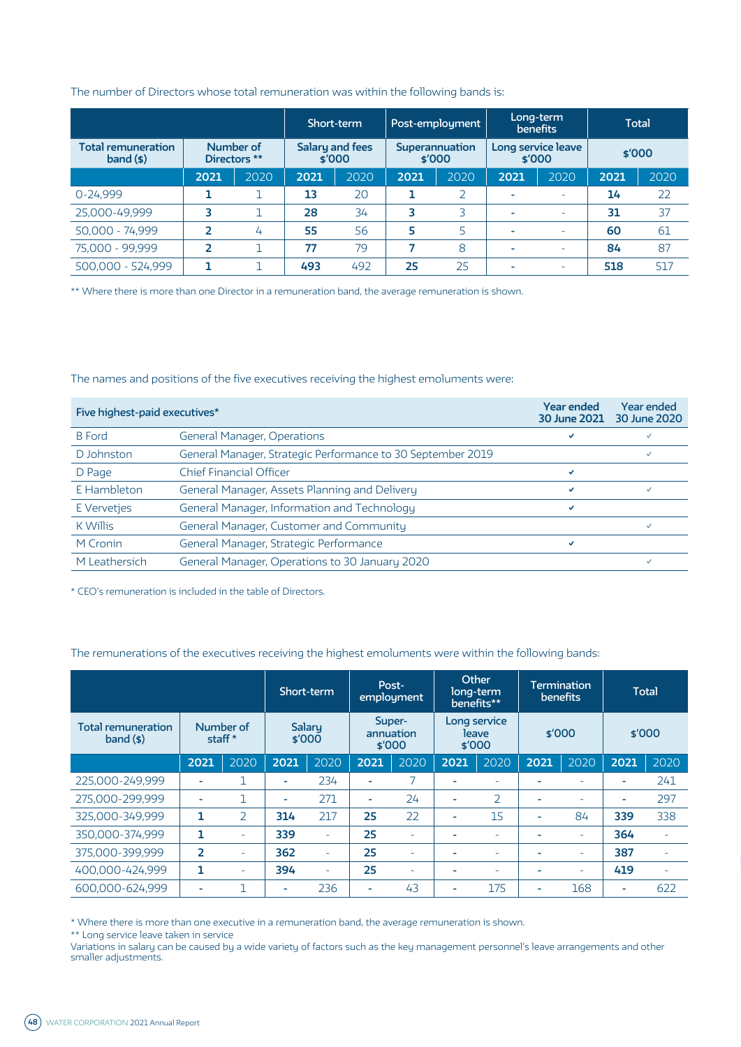The number of Directors whose total remuneration was within the following bands is:

| | | Short-term | | Post-employment | | Long-term benefits | | Total | |
|---|---|---|---|---|---|---|---|---|---|
| Total remuneration band ($) | Number of Directors ** | | Salary and fees $'000 | | Superannuation $'000 | | Long service leave $'000 | | $'000 |
| | 2021 | 2020 | 2021 | 2020 | 2021 | 2020 | 2021 | 2020 | 2021 | 2020 |
| 0-24,999 | **1** | 1 | **13** | 20 | **1** | 2 | **-** | - | **14** | 22 |
| 25,000-49,999 | **3** | 1 | **28** | 34 | **3** | 3 | **-** | - | **31** | 37 |
| 50,000 - 74,999 | **2** | 4 | **55** | 56 | **5** | 5 | **-** | - | **60** | 61 |
| 75,000 - 99,999 | **2** | 1 | **77** | 79 | **7** | 8 | **-** | - | **84** | 87 |
| 500,000 - 524,999 | **1** | 1 | **493** | 492 | **25** | 25 | **-** | - | **518** | 517 |

** Where there is more than one Director in a remuneration band, the average remuneration is shown.

The names and positions of the five executives receiving the highest emoluments were:

| Five highest-paid executives* | | Year ended 30 June 2021 | Year ended 30 June 2020 |
|---|---|---|---|
| B Ford | General Manager, Operations | ✓ | ✓ |
| D Johnston | General Manager, Strategic Performance to 30 September 2019 | | ✓ |
| D Page | Chief Financial Officer | ✓ | |
| E Hambleton | General Manager, Assets Planning and Delivery | ✓ | ✓ |
| E Vervetjes | General Manager, Information and Technology | ✓ | |
| K Willis | General Manager, Customer and Community | | ✓ |
| M Cronin | General Manager, Strategic Performance | ✓ | |
| M Leathersich | General Manager, Operations to 30 January 2020 | | ✓ |

* CEO's remuneration is included in the table of Directors.

The remunerations of the executives receiving the highest emoluments were within the following bands:

| | | | Short-term | | Post-employment | | Other long-term benefits** | | Termination benefits | | Total | |
|---|---|---|---|---|---|---|---|---|---|---|---|---|
| Total remuneration band ($) | Number of staff * | | Salary $'000 | | Super-annuation $'000 | | Long service leave $'000 | | $'000 | | $'000 | |
| | 2021 | 2020 | 2021 | 2020 | 2021 | 2020 | 2021 | 2020 | 2021 | 2020 | 2021 | 2020 |
| 225,000-249,999 | **-** | 1 | **-** | 234 | **-** | 7 | **-** | - | **-** | - | **-** | 241 |
| 275,000-299,999 | **-** | 1 | **-** | 271 | **-** | 24 | **-** | 2 | **-** | - | **-** | 297 |
| 325,000-349,999 | **1** | 2 | **314** | 217 | **25** | 22 | **-** | 15 | **-** | 84 | **339** | 338 |
| 350,000-374,999 | **1** | - | **339** | - | **25** | - | **-** | - | **-** | - | **364** | - |
| 375,000-399,999 | **2** | - | **362** | - | **25** | - | **-** | - | **-** | - | **387** | - |
| 400,000-424,999 | **1** | - | **394** | - | **25** | - | **-** | - | **-** | - | **419** | - |
| 600,000-624,999 | **-** | 1 | **-** | 236 | **-** | 43 | **-** | 175 | **-** | 168 | **-** | 622 |

* Where there is more than one executive in a remuneration band, the average remuneration is shown.
** Long service leave taken in service
Variations in salary can be caused by a wide variety of factors such as the key management personnel's leave arrangements and other smaller adjustments.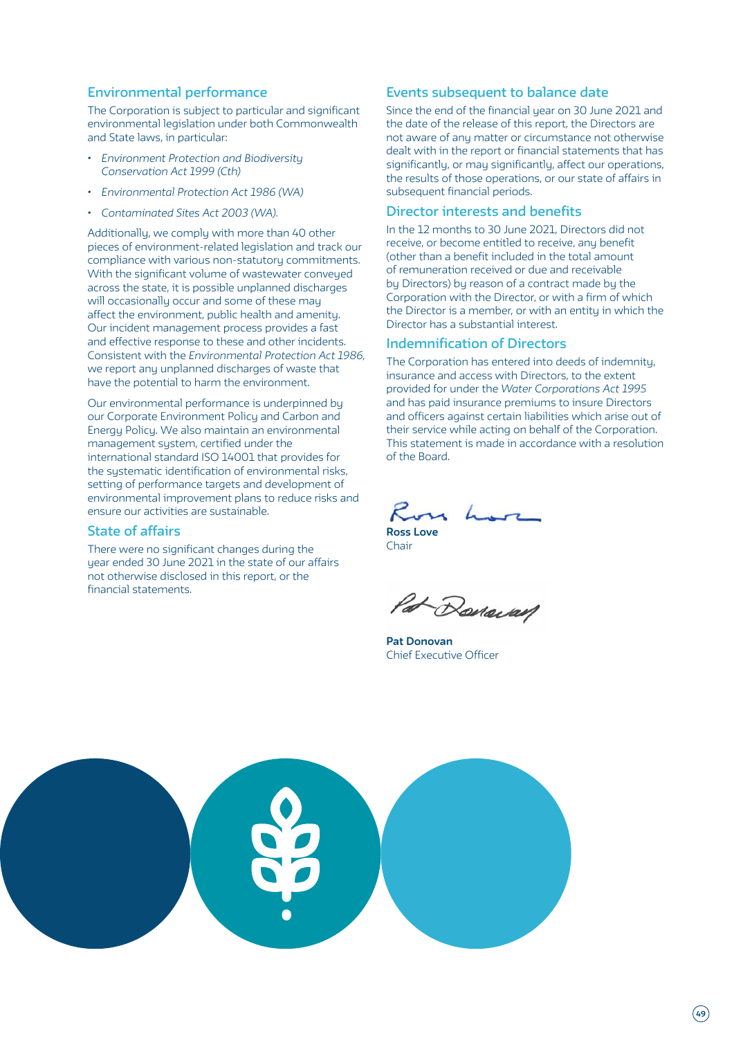## Environmental performance

The Corporation is subject to particular and significant environmental legislation under both Commonwealth and State laws, in particular:

- *Environment Protection and Biodiversity Conservation Act 1999 (Cth)*
- *Environmental Protection Act 1986 (WA)*
- *Contaminated Sites Act 2003 (WA).*

Additionally, we comply with more than 40 other pieces of environment-related legislation and track our compliance with various non-statutory commitments. With the significant volume of wastewater conveyed across the state, it is possible unplanned discharges will occasionally occur and some of these may affect the environment, public health and amenity. Our incident management process provides a fast and effective response to these and other incidents. Consistent with the *Environmental Protection Act 1986*, we report any unplanned discharges of waste that have the potential to harm the environment.

Our environmental performance is underpinned by our Corporate Environment Policy and Carbon and Energy Policy. We also maintain an environmental management system, certified under the international standard ISO 14001 that provides for the systematic identification of environmental risks, setting of performance targets and development of environmental improvement plans to reduce risks and ensure our activities are sustainable.

## State of affairs

There were no significant changes during the year ended 30 June 2021 in the state of our affairs not otherwise disclosed in this report, or the financial statements.

## Events subsequent to balance date

Since the end of the financial year on 30 June 2021 and the date of the release of this report, the Directors are not aware of any matter or circumstance not otherwise dealt with in the report or financial statements that has significantly, or may significantly, affect our operations, the results of those operations, or our state of affairs in subsequent financial periods.

## Director interests and benefits

In the 12 months to 30 June 2021, Directors did not receive, or become entitled to receive, any benefit (other than a benefit included in the total amount of remuneration received or due and receivable by Directors) by reason of a contract made by the Corporation with the Director, or with a firm of which the Director is a member, or with an entity in which the Director has a substantial interest.

## Indemnification of Directors

The Corporation has entered into deeds of indemnity, insurance and access with Directors, to the extent provided for under the *Water Corporations Act 1995* and has paid insurance premiums to insure Directors and officers against certain liabilities which arise out of their service while acting on behalf of the Corporation. This statement is made in accordance with a resolution of the Board.

**Ross Love**
Chair

**Pat Donovan**
Chief Executive Officer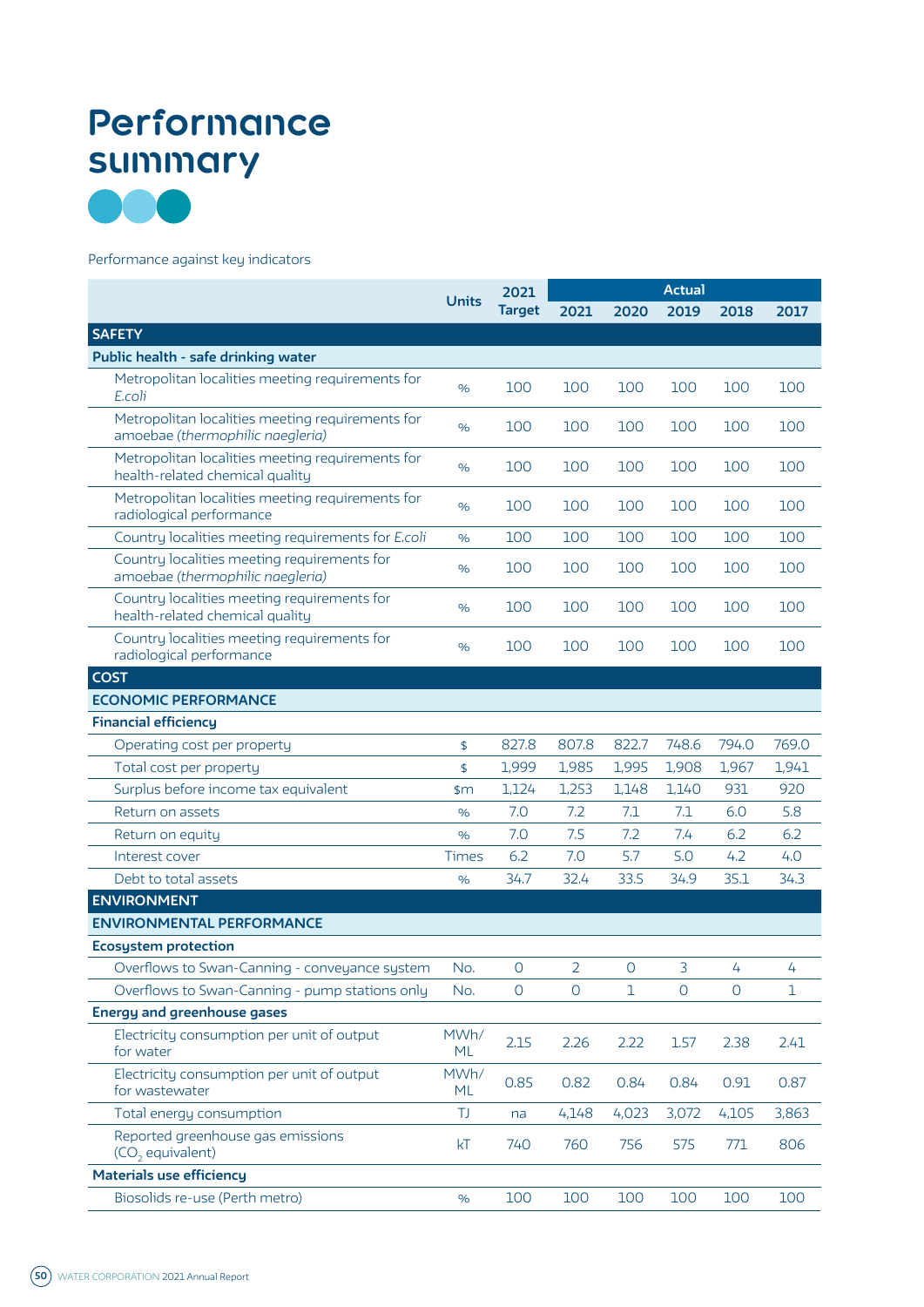# Performance summary

Performance against key indicators

| | Units | 2021 Target | Actual | | | | |
|---|---|---|---|---|---|---|---|
| | | | 2021 | 2020 | 2019 | 2018 | 2017 |
| **SAFETY** | | | | | | | |
| **Public health - safe drinking water** | | | | | | | |
| Metropolitan localities meeting requirements for *E.coli* | % | 100 | 100 | 100 | 100 | 100 | 100 |
| Metropolitan localities meeting requirements for amoebae *(thermophilic naegleria)* | % | 100 | 100 | 100 | 100 | 100 | 100 |
| Metropolitan localities meeting requirements for health-related chemical quality | % | 100 | 100 | 100 | 100 | 100 | 100 |
| Metropolitan localities meeting requirements for radiological performance | % | 100 | 100 | 100 | 100 | 100 | 100 |
| Country localities meeting requirements for *E.coli* | % | 100 | 100 | 100 | 100 | 100 | 100 |
| Country localities meeting requirements for amoebae *(thermophilic naegleria)* | % | 100 | 100 | 100 | 100 | 100 | 100 |
| Country localities meeting requirements for health-related chemical quality | % | 100 | 100 | 100 | 100 | 100 | 100 |
| Country localities meeting requirements for radiological performance | % | 100 | 100 | 100 | 100 | 100 | 100 |
| **COST** | | | | | | | |
| **ECONOMIC PERFORMANCE** | | | | | | | |
| **Financial efficiency** | | | | | | | |
| Operating cost per property | $ | 827.8 | 807.8 | 822.7 | 748.6 | 794.0 | 769.0 |
| Total cost per property | $ | 1,999 | 1,985 | 1,995 | 1,908 | 1,967 | 1,941 |
| Surplus before income tax equivalent | $m | 1,124 | 1,253 | 1,148 | 1,140 | 931 | 920 |
| Return on assets | % | 7.0 | 7.2 | 7.1 | 7.1 | 6.0 | 5.8 |
| Return on equity | % | 7.0 | 7.5 | 7.2 | 7.4 | 6.2 | 6.2 |
| Interest cover | Times | 6.2 | 7.0 | 5.7 | 5.0 | 4.2 | 4.0 |
| Debt to total assets | % | 34.7 | 32.4 | 33.5 | 34.9 | 35.1 | 34.3 |
| **ENVIRONMENT** | | | | | | | |
| **ENVIRONMENTAL PERFORMANCE** | | | | | | | |
| **Ecosystem protection** | | | | | | | |
| Overflows to Swan-Canning - conveyance system | No. | 0 | 2 | 0 | 3 | 4 | 4 |
| Overflows to Swan-Canning - pump stations only | No. | 0 | 0 | 1 | 0 | 0 | 1 |
| **Energy and greenhouse gases** | | | | | | | |
| Electricity consumption per unit of output for water | MWh/ML | 2.15 | 2.26 | 2.22 | 1.57 | 2.38 | 2.41 |
| Electricity consumption per unit of output for wastewater | MWh/ML | 0.85 | 0.82 | 0.84 | 0.84 | 0.91 | 0.87 |
| Total energy consumption | TJ | na | 4,148 | 4,023 | 3,072 | 4,105 | 3,863 |
| Reported greenhouse gas emissions ($CO_2$ equivalent) | kT | 740 | 760 | 756 | 575 | 771 | 806 |
| **Materials use efficiency** | | | | | | | |
| Biosolids re-use (Perth metro) | % | 100 | 100 | 100 | 100 | 100 | 100 |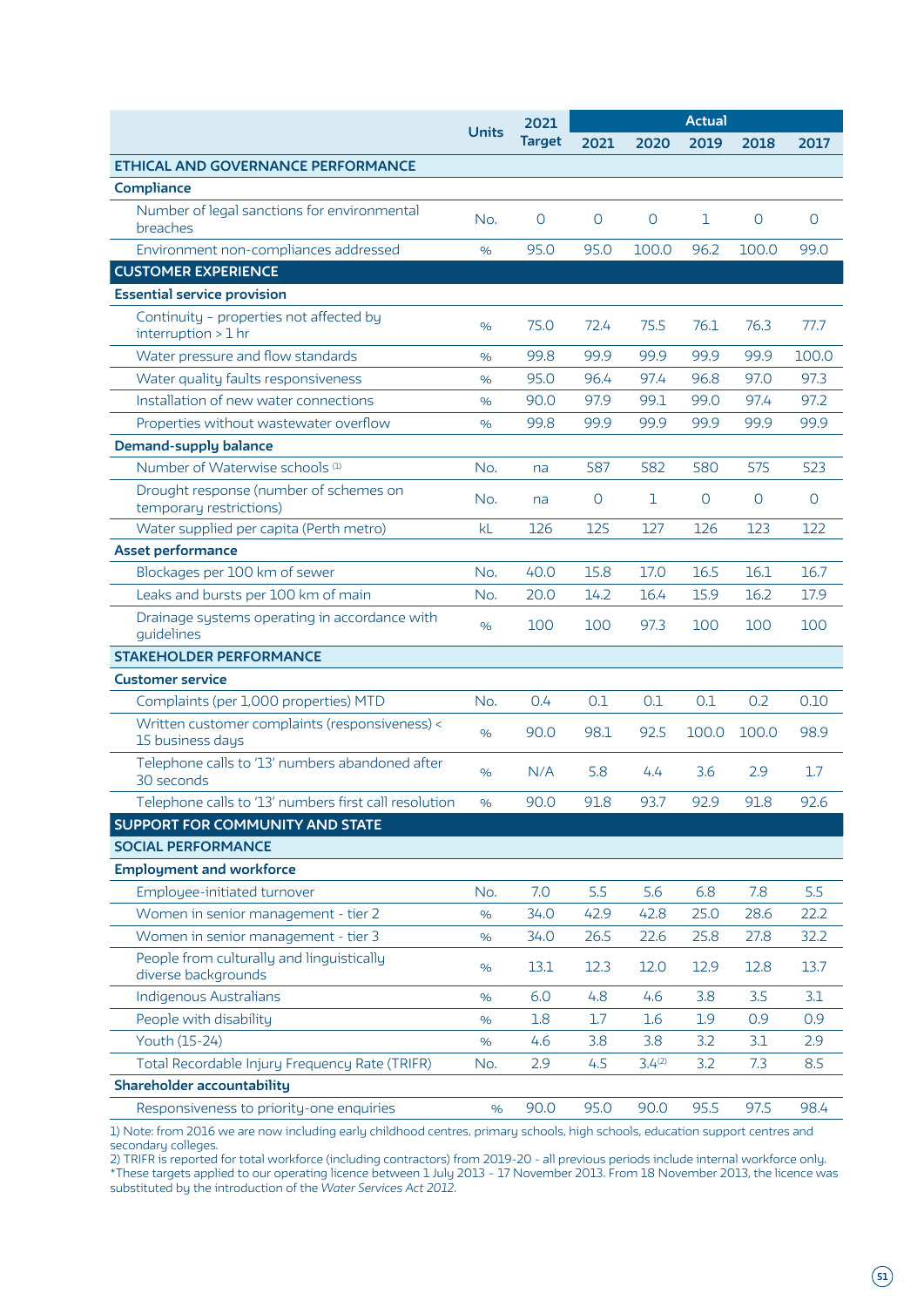| | Units | 2021 Target | Actual | | | | |
|---|---|---|---|---|---|---|---|
| | | | 2021 | 2020 | 2019 | 2018 | 2017 |
| **ETHICAL AND GOVERNANCE PERFORMANCE** | | | | | | | |
| **Compliance** | | | | | | | |
| Number of legal sanctions for environmental breaches | No. | 0 | 0 | 0 | 1 | 0 | 0 |
| Environment non-compliances addressed | % | 95.0 | 95.0 | 100.0 | 96.2 | 100.0 | 99.0 |
| **CUSTOMER EXPERIENCE** | | | | | | | |
| **Essential service provision** | | | | | | | |
| Continuity - properties not affected by interruption > 1 hr | % | 75.0 | 72.4 | 75.5 | 76.1 | 76.3 | 77.7 |
| Water pressure and flow standards | % | 99.8 | 99.9 | 99.9 | 99.9 | 99.9 | 100.0 |
| Water quality faults responsiveness | % | 95.0 | 96.4 | 97.4 | 96.8 | 97.0 | 97.3 |
| Installation of new water connections | % | 90.0 | 97.9 | 99.1 | 99.0 | 97.4 | 97.2 |
| Properties without wastewater overflow | % | 99.8 | 99.9 | 99.9 | 99.9 | 99.9 | 99.9 |
| **Demand-supply balance** | | | | | | | |
| Number of Waterwise schools (1) | No. | na | 587 | 582 | 580 | 575 | 523 |
| Drought response (number of schemes on temporary restrictions) | No. | na | 0 | 1 | 0 | 0 | 0 |
| Water supplied per capita (Perth metro) | kL | 126 | 125 | 127 | 126 | 123 | 122 |
| **Asset performance** | | | | | | | |
| Blockages per 100 km of sewer | No. | 40.0 | 15.8 | 17.0 | 16.5 | 16.1 | 16.7 |
| Leaks and bursts per 100 km of main | No. | 20.0 | 14.2 | 16.4 | 15.9 | 16.2 | 17.9 |
| Drainage systems operating in accordance with guidelines | % | 100 | 100 | 97.3 | 100 | 100 | 100 |
| **STAKEHOLDER PERFORMANCE** | | | | | | | |
| **Customer service** | | | | | | | |
| Complaints (per 1,000 properties) MTD | No. | 0.4 | 0.1 | 0.1 | 0.1 | 0.2 | 0.10 |
| Written customer complaints (responsiveness) < 15 business days | % | 90.0 | 98.1 | 92.5 | 100.0 | 100.0 | 98.9 |
| Telephone calls to '13' numbers abandoned after 30 seconds | % | N/A | 5.8 | 4.4 | 3.6 | 2.9 | 1.7 |
| Telephone calls to '13' numbers first call resolution | % | 90.0 | 91.8 | 93.7 | 92.9 | 91.8 | 92.6 |
| **SUPPORT FOR COMMUNITY AND STATE** | | | | | | | |
| **SOCIAL PERFORMANCE** | | | | | | | |
| **Employment and workforce** | | | | | | | |
| Employee-initiated turnover | No. | 7.0 | 5.5 | 5.6 | 6.8 | 7.8 | 5.5 |
| Women in senior management - tier 2 | % | 34.0 | 42.9 | 42.8 | 25.0 | 28.6 | 22.2 |
| Women in senior management - tier 3 | % | 34.0 | 26.5 | 22.6 | 25.8 | 27.8 | 32.2 |
| People from culturally and linguistically diverse backgrounds | % | 13.1 | 12.3 | 12.0 | 12.9 | 12.8 | 13.7 |
| Indigenous Australians | % | 6.0 | 4.8 | 4.6 | 3.8 | 3.5 | 3.1 |
| People with disability | % | 1.8 | 1.7 | 1.6 | 1.9 | 0.9 | 0.9 |
| Youth (15-24) | % | 4.6 | 3.8 | 3.8 | 3.2 | 3.1 | 2.9 |
| Total Recordable Injury Frequency Rate (TRIFR) | No. | 2.9 | 4.5 | 3.4(2) | 3.2 | 7.3 | 8.5 |
| **Shareholder accountability** | | | | | | | |
| Responsiveness to priority-one enquiries | % | 90.0 | 95.0 | 90.0 | 95.5 | 97.5 | 98.4 |

1) Note: from 2016 we are now including early childhood centres, primary schools, high schools, education support centres and secondary colleges.
2) TRIFR is reported for total workforce (including contractors) from 2019-20 - all previous periods include internal workforce only.
*These targets applied to our operating licence between 1 July 2013 - 17 November 2013. From 18 November 2013, the licence was substituted by the introduction of the *Water Services Act 2012*.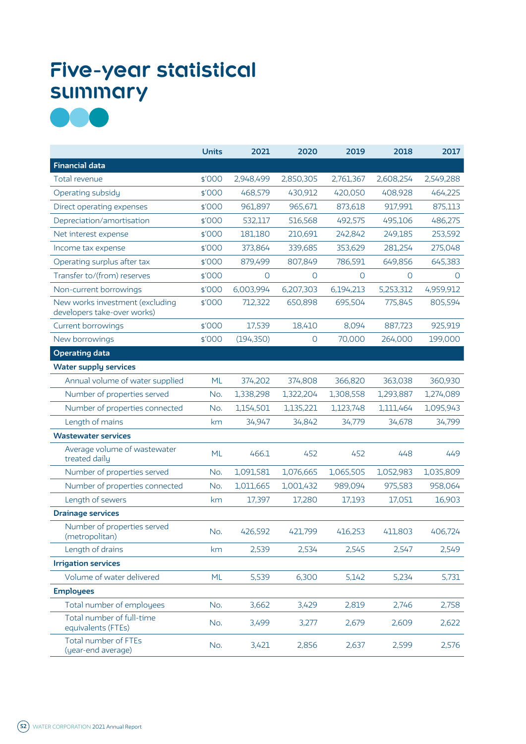# Five-year statistical summary

| | Units | 2021 | 2020 | 2019 | 2018 | 2017 |
|---|---|---|---|---|---|---|
| **Financial data** | | | | | | |
| Total revenue | $'000 | 2,948,499 | 2,850,305 | 2,761,367 | 2,608,254 | 2,549,288 |
| Operating subsidy | $'000 | 468,579 | 430,912 | 420,050 | 408,928 | 464,225 |
| Direct operating expenses | $'000 | 961,897 | 965,671 | 873,618 | 917,991 | 875,113 |
| Depreciation/amortisation | $'000 | 532,117 | 516,568 | 492,575 | 495,106 | 486,275 |
| Net interest expense | $'000 | 181,180 | 210,691 | 242,842 | 249,185 | 253,592 |
| Income tax expense | $'000 | 373,864 | 339,685 | 353,629 | 281,254 | 275,048 |
| Operating surplus after tax | $'000 | 879,499 | 807,849 | 786,591 | 649,856 | 645,383 |
| Transfer to/(from) reserves | $'000 | 0 | 0 | 0 | 0 | 0 |
| Non-current borrowings | $'000 | 6,003,994 | 6,207,303 | 6,194,213 | 5,253,312 | 4,959,912 |
| New works investment (excluding developers take-over works) | $'000 | 712,322 | 650,898 | 695,504 | 775,845 | 805,594 |
| Current borrowings | $'000 | 17,539 | 18,410 | 8,094 | 887,723 | 925,919 |
| New borrowings | $'000 | (194,350) | 0 | 70,000 | 264,000 | 199,000 |
| **Operating data** | | | | | | |
| **Water supply services** | | | | | | |
| Annual volume of water supplied | ML | 374,202 | 374,808 | 366,820 | 363,038 | 360,930 |
| Number of properties served | No. | 1,338,298 | 1,322,204 | 1,308,558 | 1,293,887 | 1,274,089 |
| Number of properties connected | No. | 1,154,501 | 1,135,221 | 1,123,748 | 1,111,464 | 1,095,943 |
| Length of mains | km | 34,947 | 34,842 | 34,779 | 34,678 | 34,799 |
| **Wastewater services** | | | | | | |
| Average volume of wastewater treated daily | ML | 466.1 | 452 | 452 | 448 | 449 |
| Number of properties served | No. | 1,091,581 | 1,076,665 | 1,065,505 | 1,052,983 | 1,035,809 |
| Number of properties connected | No. | 1,011,665 | 1,001,432 | 989,094 | 975,583 | 958,064 |
| Length of sewers | km | 17,397 | 17,280 | 17,193 | 17,051 | 16,903 |
| **Drainage services** | | | | | | |
| Number of properties served (metropolitan) | No. | 426,592 | 421,799 | 416,253 | 411,803 | 406,724 |
| Length of drains | km | 2,539 | 2,534 | 2,545 | 2,547 | 2,549 |
| **Irrigation services** | | | | | | |
| Volume of water delivered | ML | 5,539 | 6,300 | 5,142 | 5,234 | 5,731 |
| **Employees** | | | | | | |
| Total number of employees | No. | 3,662 | 3,429 | 2,819 | 2,746 | 2,758 |
| Total number of full-time equivalents (FTEs) | No. | 3,499 | 3,277 | 2,679 | 2,609 | 2,622 |
| Total number of FTEs (year-end average) | No. | 3,421 | 2,856 | 2,637 | 2,599 | 2,576 |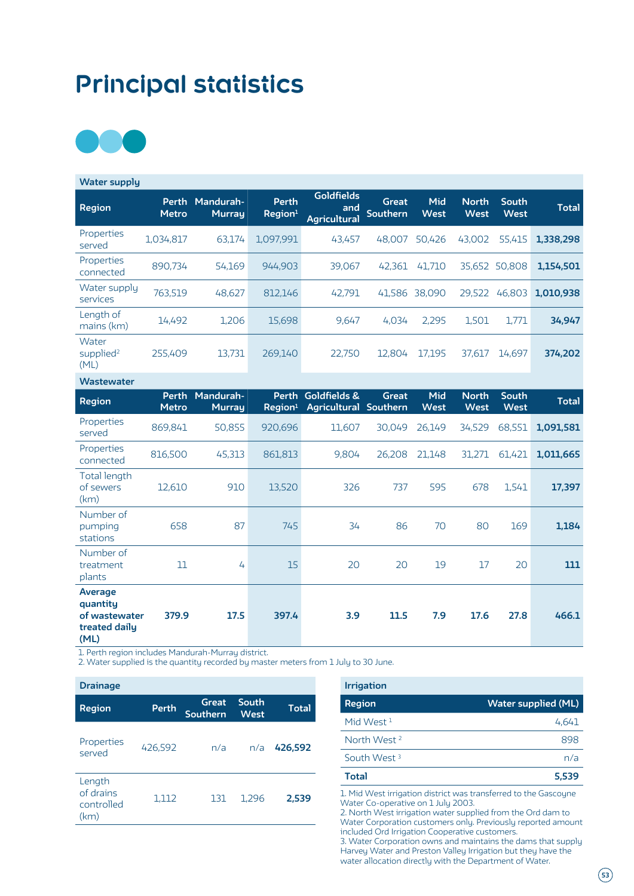# Principal statistics

## Water supply

| Region | Perth Metro | Mandurah-Murray | Perth Region[1] | Goldfields and Agricultural | Great Southern | Mid West | North West | South West | Total |
|---|---|---|---|---|---|---|---|---|---|
| Properties served | 1,034,817 | 63,174 | 1,097,991 | 43,457 | 48,007 | 50,426 | 43,002 | 55,415 | **1,338,298** |
| Properties connected | 890,734 | 54,169 | 944,903 | 39,067 | 42,361 | 41,710 | 35,652 | 50,808 | **1,154,501** |
| Water supply services | 763,519 | 48,627 | 812,146 | 42,791 | 41,586 | 38,090 | 29,522 | 46,803 | **1,010,938** |
| Length of mains (km) | 14,492 | 1,206 | 15,698 | 9,647 | 4,034 | 2,295 | 1,501 | 1,771 | **34,947** |
| Water supplied[2] (ML) | 255,409 | 13,731 | 269,140 | 22,750 | 12,804 | 17,195 | 37,617 | 14,697 | **374,202** |

## Wastewater

| Region | Perth Metro | Mandurah-Murray | Perth Region[1] | Goldfields & Agricultural | Great Southern | Mid West | North West | South West | Total |
|---|---|---|---|---|---|---|---|---|---|
| Properties served | 869,841 | 50,855 | 920,696 | 11,607 | 30,049 | 26,149 | 34,529 | 68,551 | **1,091,581** |
| Properties connected | 816,500 | 45,313 | 861,813 | 9,804 | 26,208 | 21,148 | 31,271 | 61,421 | **1,011,665** |
| Total length of sewers (km) | 12,610 | 910 | 13,520 | 326 | 737 | 595 | 678 | 1,541 | **17,397** |
| Number of pumping stations | 658 | 87 | 745 | 34 | 86 | 70 | 80 | 169 | **1,184** |
| Number of treatment plants | 11 | 4 | 15 | 20 | 20 | 19 | 17 | 20 | **111** |
| **Average quantity of wastewater treated daily (ML)** | **379.9** | **17.5** | **397.4** | **3.9** | **11.5** | **7.9** | **17.6** | **27.8** | **466.1** |

1. Perth region includes Mandurah-Murray district.
2. Water supplied is the quantity recorded by master meters from 1 July to 30 June.

## Drainage

| Region | Perth | Great Southern | South West | Total |
|---|---|---|---|---|
| Properties served | 426,592 | n/a | n/a | **426,592** |
| Length of drains controlled (km) | 1,112 | 131 | 1,296 | **2,539** |

## Irrigation

| Region | Water supplied (ML) |
|---|---|
| Mid West [1] | 4,641 |
| North West [2] | 898 |
| South West [3] | n/a |
| **Total** | **5,539** |

1. Mid West irrigation district was transferred to the Gascoyne Water Co-operative on 1 July 2003.
2. North West irrigation water supplied from the Ord dam to Water Corporation customers only. Previously reported amount included Ord Irrigation Cooperative customers.
3. Water Corporation owns and maintains the dams that supply Harvey Water and Preston Valley Irrigation but they have the water allocation directly with the Department of Water.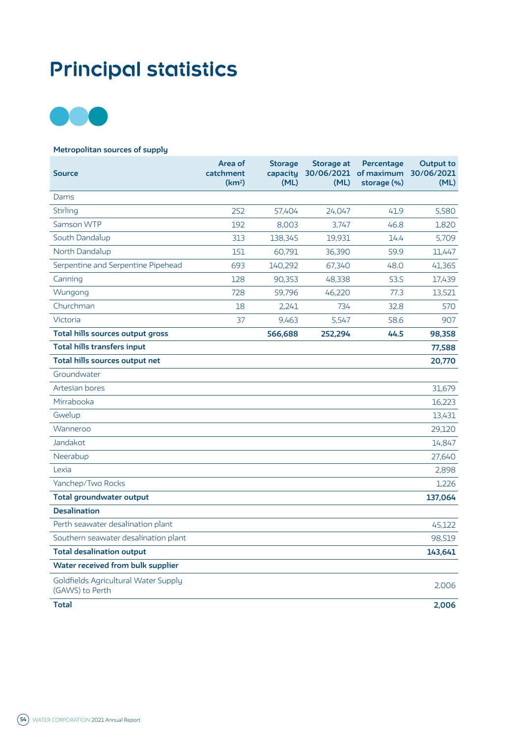# Principal statistics

### Metropolitan sources of supply

| Source | Area of catchment ($km^2$) | Storage capacity (ML) | Storage at 30/06/2021 (ML) | Percentage of maximum storage (%) | Output to 30/06/2021 (ML) |
|---|---|---|---|---|---|
| Dams | | | | | |
| Stirling | 252 | 57,404 | 24,047 | 41.9 | 5,580 |
| Samson WTP | 192 | 8,003 | 3,747 | 46.8 | 1,820 |
| South Dandalup | 313 | 138,345 | 19,931 | 14.4 | 5,709 |
| North Dandalup | 151 | 60,791 | 36,390 | 59.9 | 11,447 |
| Serpentine and Serpentine Pipehead | 693 | 140,292 | 67,340 | 48.0 | 41,365 |
| Canning | 128 | 90,353 | 48,338 | 53.5 | 17,439 |
| Wungong | 728 | 59,796 | 46,220 | 77.3 | 13,521 |
| Churchman | 18 | 2,241 | 734 | 32.8 | 570 |
| Victoria | 37 | 9,463 | 5,547 | 58.6 | 907 |
| **Total hills sources output gross** | | **566,688** | **252,294** | **44.5** | **98,358** |
| **Total hills transfers input** | | | | | **77,588** |
| **Total hills sources output net** | | | | | **20,770** |
| Groundwater | | | | | |
| Artesian bores | | | | | 31,679 |
| Mirrabooka | | | | | 16,223 |
| Gwelup | | | | | 13,431 |
| Wanneroo | | | | | 29,120 |
| Jandakot | | | | | 14,847 |
| Neerabup | | | | | 27,640 |
| Lexia | | | | | 2,898 |
| Yanchep/Two Rocks | | | | | 1,226 |
| **Total groundwater output** | | | | | **137,064** |
| **Desalination** | | | | | |
| Perth seawater desalination plant | | | | | 45,122 |
| Southern seawater desalination plant | | | | | 98,519 |
| **Total desalination output** | | | | | **143,641** |
| **Water received from bulk supplier** | | | | | |
| Goldfields Agricultural Water Supply (GAWS) to Perth | | | | | 2,006 |
| **Total** | | | | | **2,006** |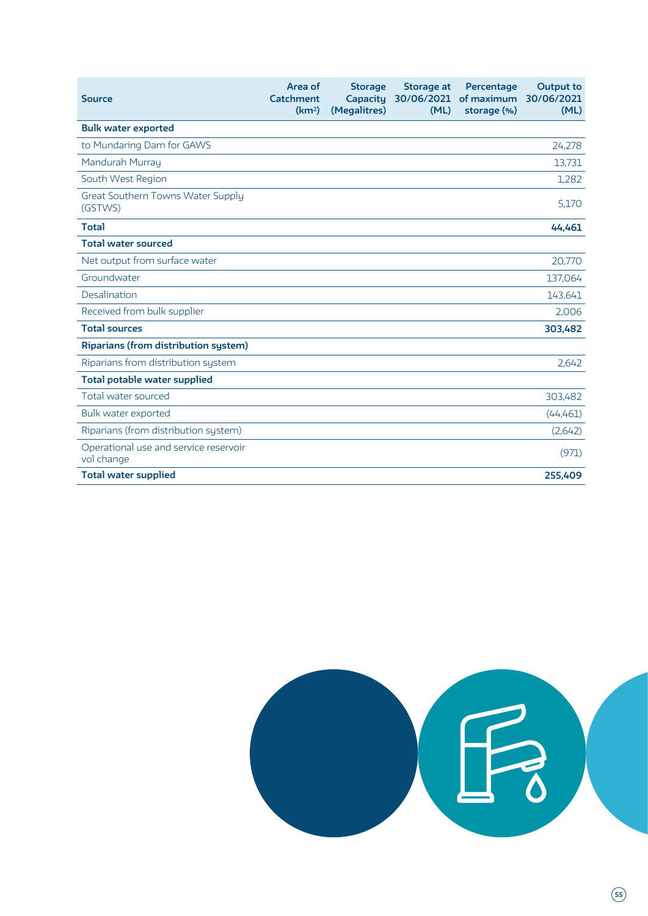| Source | Area of Catchment (km²) | Storage Capacity (Megalitres) | Storage at 30/06/2021 (ML) | Percentage of maximum storage (%) | Output to 30/06/2021 (ML) |
|---|---|---|---|---|---|
| **Bulk water exported** | | | | | |
| to Mundaring Dam for GAWS | | | | | 24,278 |
| Mandurah Murray | | | | | 13,731 |
| South West Region | | | | | 1,282 |
| Great Southern Towns Water Supply (GSTWS) | | | | | 5,170 |
| **Total** | | | | | **44,461** |
| **Total water sourced** | | | | | |
| Net output from surface water | | | | | 20,770 |
| Groundwater | | | | | 137,064 |
| Desalination | | | | | 143,641 |
| Received from bulk supplier | | | | | 2,006 |
| **Total sources** | | | | | **303,482** |
| **Riparians (from distribution system)** | | | | | |
| Riparians from distribution system | | | | | 2,642 |
| **Total potable water supplied** | | | | | |
| Total water sourced | | | | | 303,482 |
| Bulk water exported | | | | | (44,461) |
| Riparians (from distribution system) | | | | | (2,642) |
| Operational use and service reservoir vol change | | | | | (971) |
| **Total water supplied** | | | | | **255,409** |